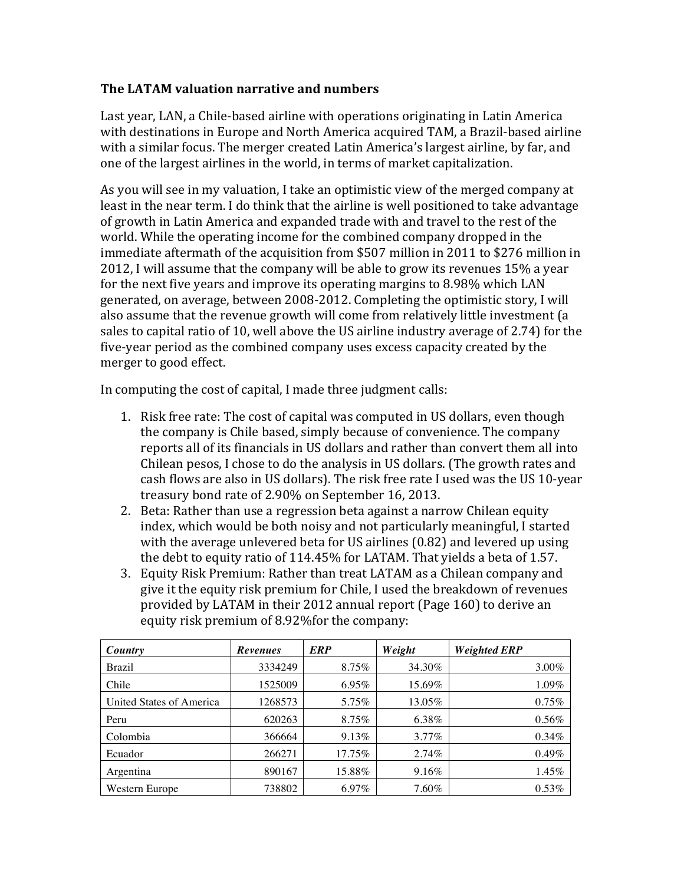**The LATAM valuation narrative and numbers**

Last year, LAN, a Chile-based airline with operations originating in Latin America with destinations in Europe and North America acquired TAM, a Brazil-based airline with a similar focus. The merger created Latin America's largest airline, by far, and one of the largest airlines in the world, in terms of market capitalization.

As you will see in my valuation, I take an optimistic view of the merged company at least in the near term. I do think that the airline is well positioned to take advantage of growth in Latin America and expanded trade with and travel to the rest of the world. While the operating income for the combined company dropped in the immediate aftermath of the acquisition from $507 million in 2011 to $276 million in 2012, I will assume that the company will be able to grow its revenues 15% a year for the next five years and improve its operating margins to 8.98% which LAN generated, on average, between 2008-2012. Completing the optimistic story, I will also assume that the revenue growth will come from relatively little investment (a sales to capital ratio of 10, well above the US airline industry average of 2.74) for the five-year period as the combined company uses excess capacity created by the merger to good effect.

In computing the cost of capital, I made three judgment calls:

1. Risk free rate: The cost of capital was computed in US dollars, even though the company is Chile based, simply because of convenience. The company reports all of its financials in US dollars and rather than convert them all into Chilean pesos, I chose to do the analysis in US dollars. (The growth rates and cash flows are also in US dollars). The risk free rate I used was the US 10-year treasury bond rate of 2.90% on September 16, 2013.
2. Beta: Rather than use a regression beta against a narrow Chilean equity index, which would be both noisy and not particularly meaningful, I started with the average unlevered beta for US airlines (0.82) and levered up using the debt to equity ratio of 114.45% for LATAM. That yields a beta of 1.57.
3. Equity Risk Premium: Rather than treat LATAM as a Chilean company and give it the equity risk premium for Chile, I used the breakdown of revenues provided by LATAM in their 2012 annual report (Page 160) to derive an equity risk premium of 8.92%for the company:

| *Country* | *Revenues* | *ERP* | *Weight* | *Weighted ERP* |
|---|---|---|---|---|
| Brazil | 3334249 | 8.75% | 34.30% | 3.00% |
| Chile | 1525009 | 6.95% | 15.69% | 1.09% |
| United States of America | 1268573 | 5.75% | 13.05% | 0.75% |
| Peru | 620263 | 8.75% | 6.38% | 0.56% |
| Colombia | 366664 | 9.13% | 3.77% | 0.34% |
| Ecuador | 266271 | 17.75% | 2.74% | 0.49% |
| Argentina | 890167 | 15.88% | 9.16% | 1.45% |
| Western Europe | 738802 | 6.97% | 7.60% | 0.53% |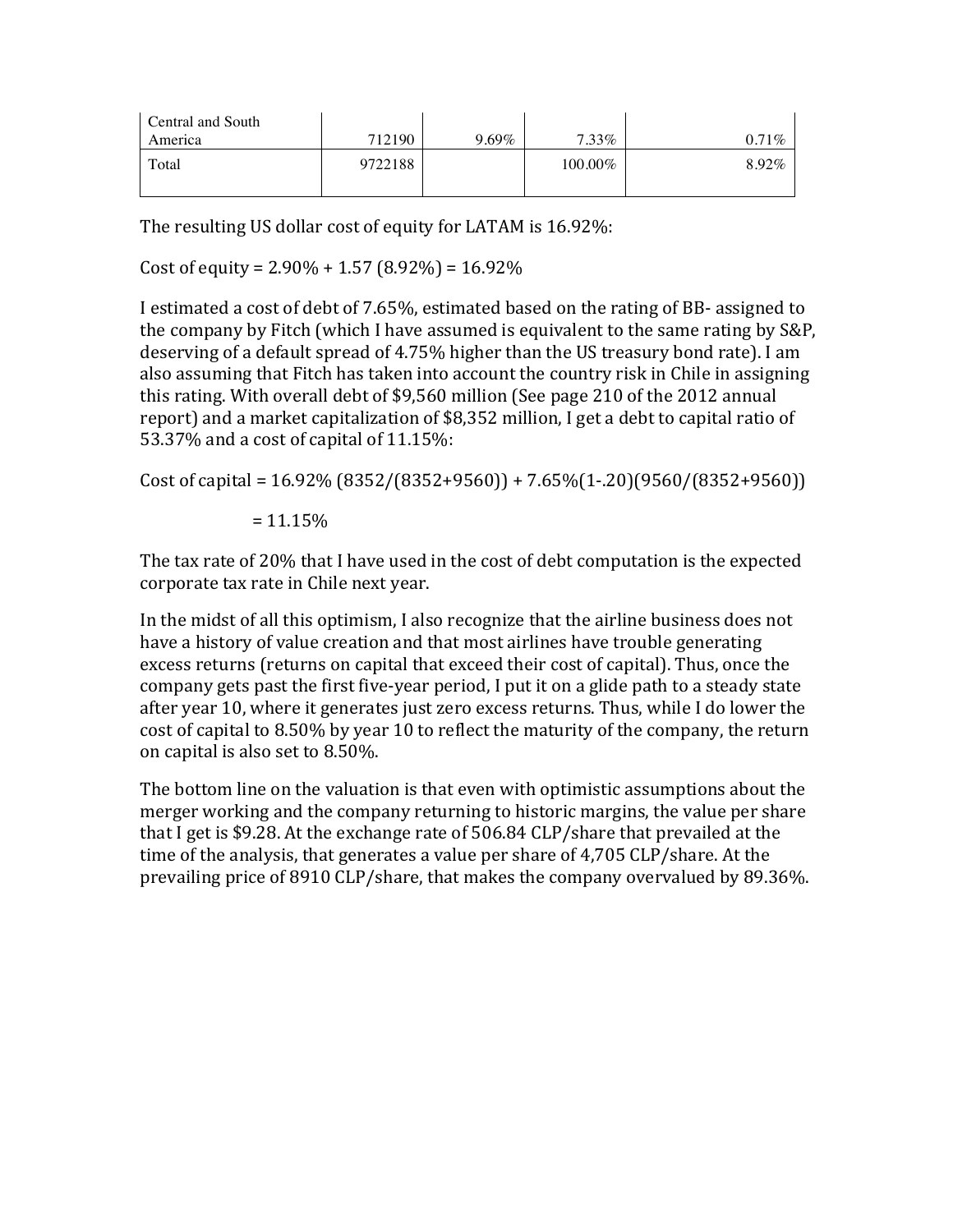| | | | | |
|---|---|---|---|---|
| Central and South America | 712190 | 9.69% | 7.33% | 0.71% |
| Total | 9722188 | | 100.00% | 8.92% |

The resulting US dollar cost of equity for LATAM is 16.92%:

Cost of equity = 2.90% + 1.57 (8.92%) = 16.92%

I estimated a cost of debt of 7.65%, estimated based on the rating of BB- assigned to the company by Fitch (which I have assumed is equivalent to the same rating by S&P, deserving of a default spread of 4.75% higher than the US treasury bond rate). I am also assuming that Fitch has taken into account the country risk in Chile in assigning this rating. With overall debt of $9,560 million (See page 210 of the 2012 annual report) and a market capitalization of $8,352 million, I get a debt to capital ratio of 53.37% and a cost of capital of 11.15%:

Cost of capital = 16.92% (8352/(8352+9560)) + 7.65%(1-.20)(9560/(8352+9560))

= 11.15%

The tax rate of 20% that I have used in the cost of debt computation is the expected corporate tax rate in Chile next year.

In the midst of all this optimism, I also recognize that the airline business does not have a history of value creation and that most airlines have trouble generating excess returns (returns on capital that exceed their cost of capital). Thus, once the company gets past the first five-year period, I put it on a glide path to a steady state after year 10, where it generates just zero excess returns. Thus, while I do lower the cost of capital to 8.50% by year 10 to reflect the maturity of the company, the return on capital is also set to 8.50%.

The bottom line on the valuation is that even with optimistic assumptions about the merger working and the company returning to historic margins, the value per share that I get is $9.28. At the exchange rate of 506.84 CLP/share that prevailed at the time of the analysis, that generates a value per share of 4,705 CLP/share. At the prevailing price of 8910 CLP/share, that makes the company overvalued by 89.36%.